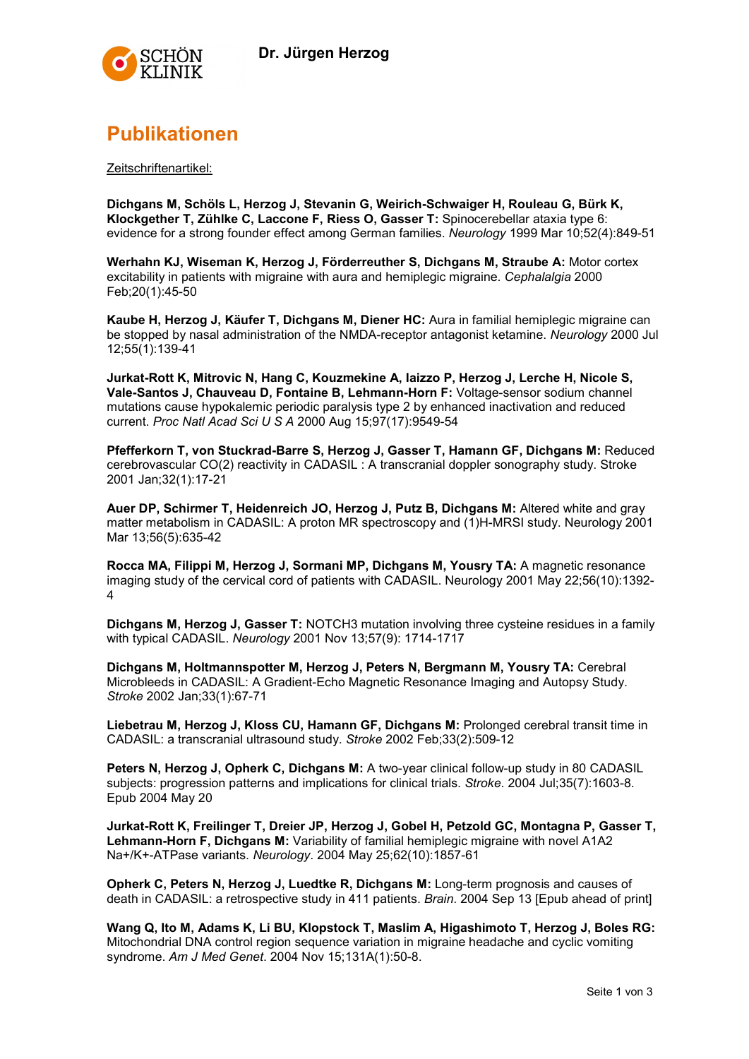# Publikationen

Zeitschriftenartikel:

**Dichgans M, Schöls L, Herzog J, Stevanin G, Weirich-Schwaiger H, Rouleau G, Bürk K, Klockgether T, Zühlke C, Laccone F, Riess O, Gasser T:** Spinocerebellar ataxia type 6: evidence for a strong founder effect among German families. *Neurology* 1999 Mar 10;52(4):849-51

**Werhahn KJ, Wiseman K, Herzog J, Förderreuther S, Dichgans M, Straube A:** Motor cortex excitability in patients with migraine with aura and hemiplegic migraine. *Cephalalgia* 2000 Feb;20(1):45-50

**Kaube H, Herzog J, Käufer T, Dichgans M, Diener HC:** Aura in familial hemiplegic migraine can be stopped by nasal administration of the NMDA-receptor antagonist ketamine. *Neurology* 2000 Jul 12;55(1):139-41

**Jurkat-Rott K, Mitrovic N, Hang C, Kouzmekine A, Iaizzo P, Herzog J, Lerche H, Nicole S, Vale-Santos J, Chauveau D, Fontaine B, Lehmann-Horn F:** Voltage-sensor sodium channel mutations cause hypokalemic periodic paralysis type 2 by enhanced inactivation and reduced current. *Proc Natl Acad Sci U S A* 2000 Aug 15;97(17):9549-54

**Pfefferkorn T, von Stuckrad-Barre S, Herzog J, Gasser T, Hamann GF, Dichgans M:** Reduced cerebrovascular CO(2) reactivity in CADASIL : A transcranial doppler sonography study. Stroke 2001 Jan;32(1):17-21

**Auer DP, Schirmer T, Heidenreich JO, Herzog J, Putz B, Dichgans M:** Altered white and gray matter metabolism in CADASIL: A proton MR spectroscopy and (1)H-MRSI study. Neurology 2001 Mar 13;56(5):635-42

**Rocca MA, Filippi M, Herzog J, Sormani MP, Dichgans M, Yousry TA:** A magnetic resonance imaging study of the cervical cord of patients with CADASIL. Neurology 2001 May 22;56(10):1392-4

**Dichgans M, Herzog J, Gasser T:** NOTCH3 mutation involving three cysteine residues in a family with typical CADASIL. *Neurology* 2001 Nov 13;57(9): 1714-1717

**Dichgans M, Holtmannspotter M, Herzog J, Peters N, Bergmann M, Yousry TA:** Cerebral Microbleeds in CADASIL: A Gradient-Echo Magnetic Resonance Imaging and Autopsy Study. *Stroke* 2002 Jan;33(1):67-71

**Liebetrau M, Herzog J, Kloss CU, Hamann GF, Dichgans M:** Prolonged cerebral transit time in CADASIL: a transcranial ultrasound study. *Stroke* 2002 Feb;33(2):509-12

**Peters N, Herzog J, Opherk C, Dichgans M:** A two-year clinical follow-up study in 80 CADASIL subjects: progression patterns and implications for clinical trials. *Stroke*. 2004 Jul;35(7):1603-8. Epub 2004 May 20

**Jurkat-Rott K, Freilinger T, Dreier JP, Herzog J, Gobel H, Petzold GC, Montagna P, Gasser T, Lehmann-Horn F, Dichgans M:** Variability of familial hemiplegic migraine with novel A1A2 Na+/K+-ATPase variants. *Neurology*. 2004 May 25;62(10):1857-61

**Opherk C, Peters N, Herzog J, Luedtke R, Dichgans M:** Long-term prognosis and causes of death in CADASIL: a retrospective study in 411 patients. *Brain*. 2004 Sep 13 [Epub ahead of print]

**Wang Q, Ito M, Adams K, Li BU, Klopstock T, Maslim A, Higashimoto T, Herzog J, Boles RG:** Mitochondrial DNA control region sequence variation in migraine headache and cyclic vomiting syndrome. *Am J Med Genet*. 2004 Nov 15;131A(1):50-8.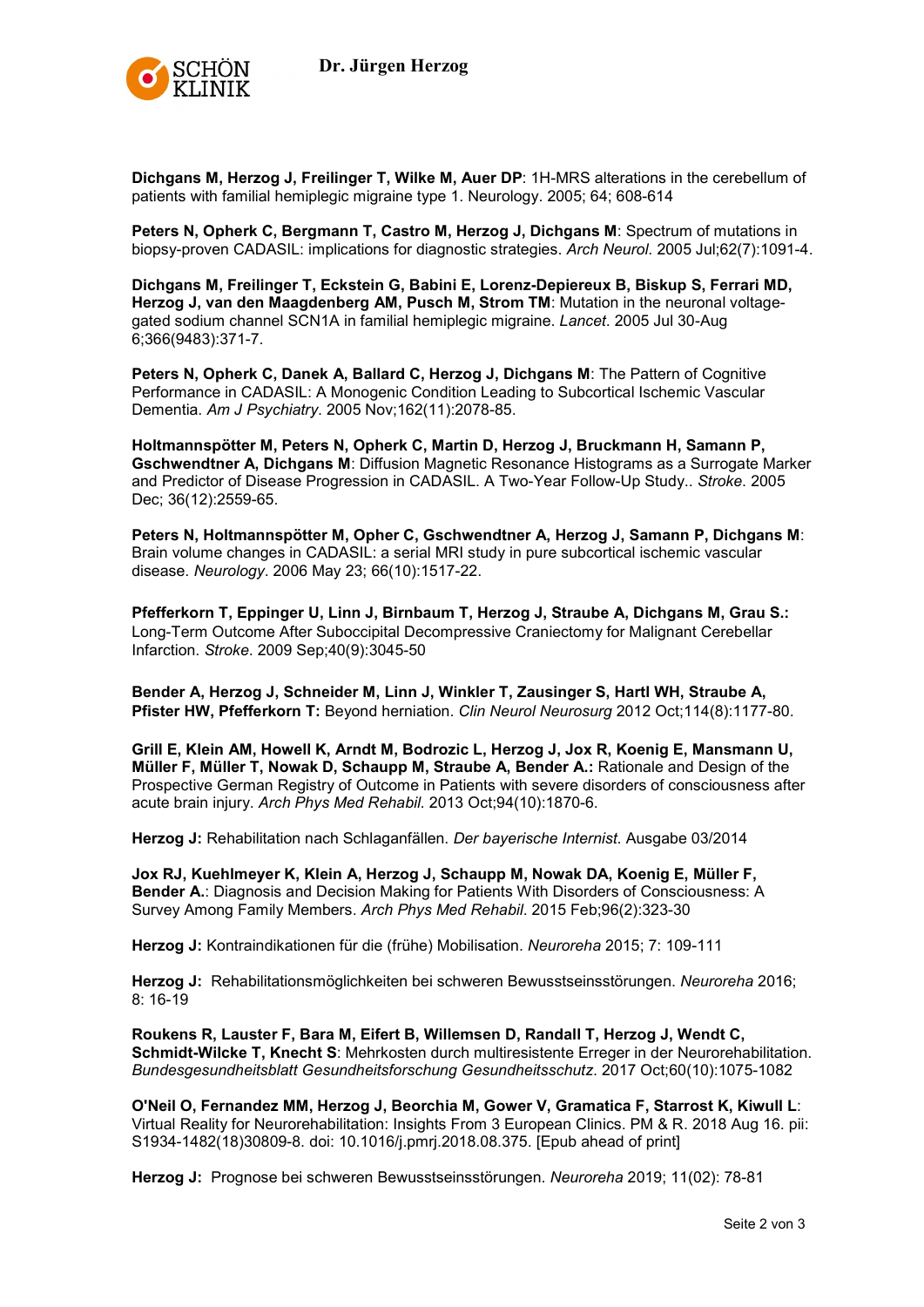**Dichgans M, Herzog J, Freilinger T, Wilke M, Auer DP**: 1H-MRS alterations in the cerebellum of patients with familial hemiplegic migraine type 1. Neurology. 2005; 64; 608-614

**Peters N, Opherk C, Bergmann T, Castro M, Herzog J, Dichgans M**: Spectrum of mutations in biopsy-proven CADASIL: implications for diagnostic strategies. *Arch Neurol*. 2005 Jul;62(7):1091-4.

**Dichgans M, Freilinger T, Eckstein G, Babini E, Lorenz-Depiereux B, Biskup S, Ferrari MD, Herzog J, van den Maagdenberg AM, Pusch M, Strom TM**: Mutation in the neuronal voltage-gated sodium channel SCN1A in familial hemiplegic migraine. *Lancet*. 2005 Jul 30-Aug 6;366(9483):371-7.

**Peters N, Opherk C, Danek A, Ballard C, Herzog J, Dichgans M**: The Pattern of Cognitive Performance in CADASIL: A Monogenic Condition Leading to Subcortical Ischemic Vascular Dementia. *Am J Psychiatry*. 2005 Nov;162(11):2078-85.

**Holtmannspötter M, Peters N, Opherk C, Martin D, Herzog J, Bruckmann H, Samann P, Gschwendtner A, Dichgans M**: Diffusion Magnetic Resonance Histograms as a Surrogate Marker and Predictor of Disease Progression in CADASIL. A Two-Year Follow-Up Study.. *Stroke*. 2005 Dec; 36(12):2559-65.

**Peters N, Holtmannspötter M, Opher C, Gschwendtner A, Herzog J, Samann P, Dichgans M**: Brain volume changes in CADASIL: a serial MRI study in pure subcortical ischemic vascular disease. *Neurology*. 2006 May 23; 66(10):1517-22.

**Pfefferkorn T, Eppinger U, Linn J, Birnbaum T, Herzog J, Straube A, Dichgans M, Grau S.:** Long-Term Outcome After Suboccipital Decompressive Craniectomy for Malignant Cerebellar Infarction. *Stroke*. 2009 Sep;40(9):3045-50

**Bender A, Herzog J, Schneider M, Linn J, Winkler T, Zausinger S, Hartl WH, Straube A, Pfister HW, Pfefferkorn T:** Beyond herniation. *Clin Neurol Neurosurg* 2012 Oct;114(8):1177-80.

**Grill E, Klein AM, Howell K, Arndt M, Bodrozic L, Herzog J, Jox R, Koenig E, Mansmann U, Müller F, Müller T, Nowak D, Schaupp M, Straube A, Bender A.:** Rationale and Design of the Prospective German Registry of Outcome in Patients with severe disorders of consciousness after acute brain injury. *Arch Phys Med Rehabil.* 2013 Oct;94(10):1870-6.

**Herzog J:** Rehabilitation nach Schlaganfällen. *Der bayerische Internist*. Ausgabe 03/2014

**Jox RJ, Kuehlmeyer K, Klein A, Herzog J, Schaupp M, Nowak DA, Koenig E, Müller F, Bender A.**: Diagnosis and Decision Making for Patients With Disorders of Consciousness: A Survey Among Family Members. *Arch Phys Med Rehabil*. 2015 Feb;96(2):323-30

**Herzog J:** Kontraindikationen für die (frühe) Mobilisation. *Neuroreha* 2015; 7: 109-111

**Herzog J:** Rehabilitationsmöglichkeiten bei schweren Bewusstseinsstörungen. *Neuroreha* 2016; 8: 16-19

**Roukens R, Lauster F, Bara M, Eifert B, Willemsen D, Randall T, Herzog J, Wendt C, Schmidt-Wilcke T, Knecht S**: Mehrkosten durch multiresistente Erreger in der Neurorehabilitation. *Bundesgesundheitsblatt Gesundheitsforschung Gesundheitsschutz*. 2017 Oct;60(10):1075-1082

**O'Neil O, Fernandez MM, Herzog J, Beorchia M, Gower V, Gramatica F, Starrost K, Kiwull L**: Virtual Reality for Neurorehabilitation: Insights From 3 European Clinics. PM & R. 2018 Aug 16. pii: S1934-1482(18)30809-8. doi: 10.1016/j.pmrj.2018.08.375. [Epub ahead of print]

**Herzog J:** Prognose bei schweren Bewusstseinsstörungen. *Neuroreha* 2019; 11(02): 78-81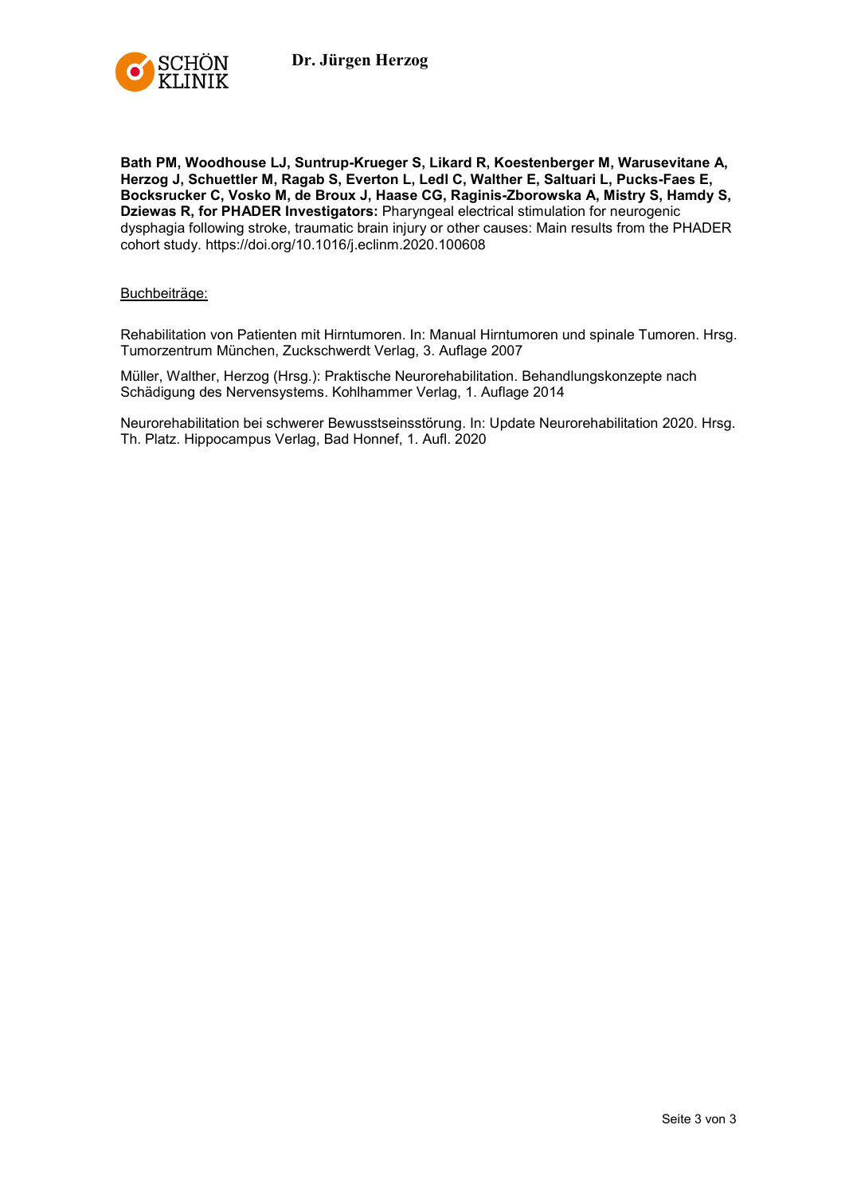**Bath PM, Woodhouse LJ, Suntrup-Krueger S, Likard R, Koestenberger M, Warusevitane A, Herzog J, Schuettler M, Ragab S, Everton L, Ledl C, Walther E, Saltuari L, Pucks-Faes E, Bocksrucker C, Vosko M, de Broux J, Haase CG, Raginis-Zborowska A, Mistry S, Hamdy S, Dziewas R, for PHADER Investigators:** Pharyngeal electrical stimulation for neurogenic dysphagia following stroke, traumatic brain injury or other causes: Main results from the PHADER cohort study. https://doi.org/10.1016/j.eclinm.2020.100608

Buchbeiträge:

Rehabilitation von Patienten mit Hirntumoren. In: Manual Hirntumoren und spinale Tumoren. Hrsg. Tumorzentrum München, Zuckschwerdt Verlag, 3. Auflage 2007

Müller, Walther, Herzog (Hrsg.): Praktische Neurorehabilitation. Behandlungskonzepte nach Schädigung des Nervensystems. Kohlhammer Verlag, 1. Auflage 2014

Neurorehabilitation bei schwerer Bewusstseinsstörung. In: Update Neurorehabilitation 2020. Hrsg. Th. Platz. Hippocampus Verlag, Bad Honnef, 1. Aufl. 2020